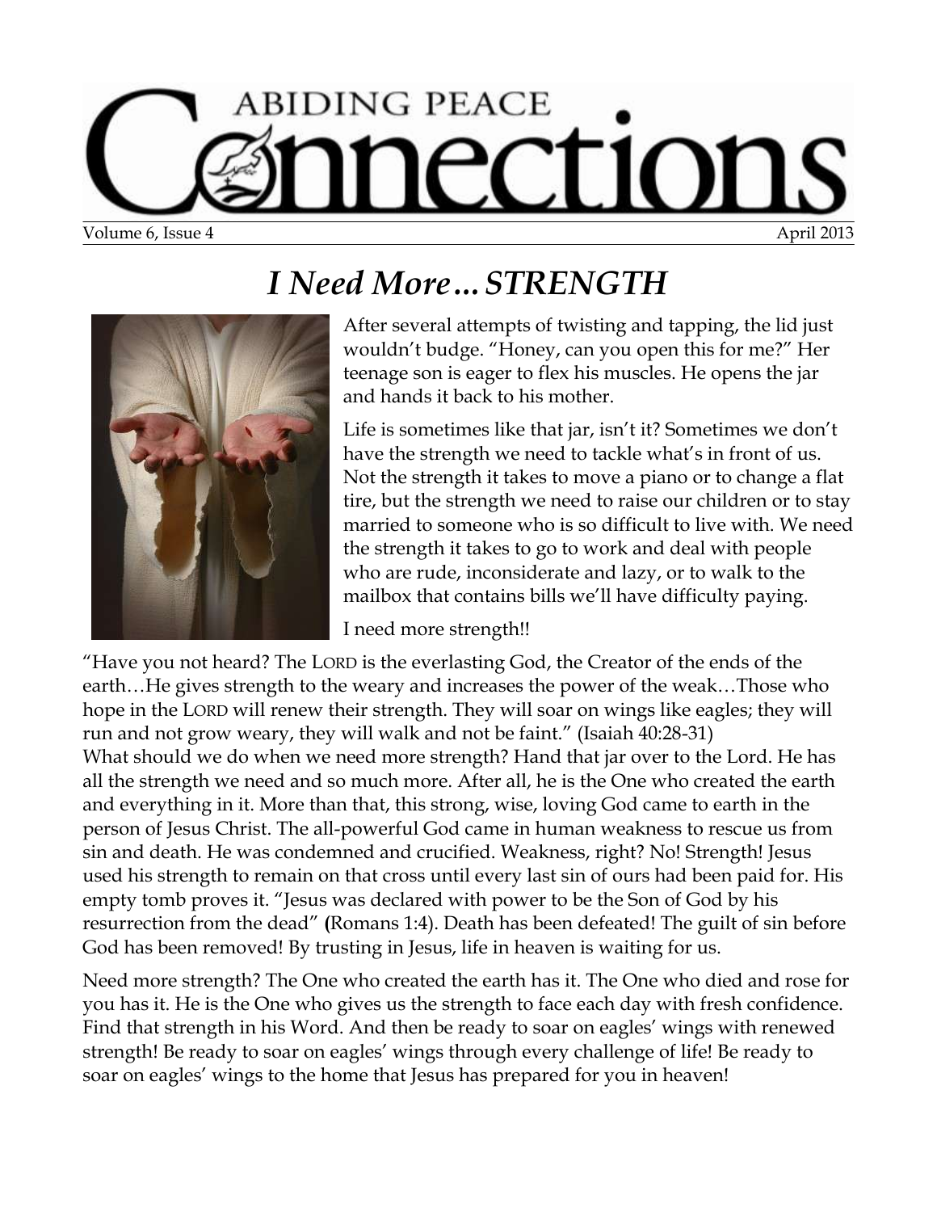# ABIDING PEACE Connections

Volume 6, Issue 4 April 2013

## *I Need More…STRENGTH*

After several attempts of twisting and tapping, the lid just wouldn't budge. "Honey, can you open this for me?" Her teenage son is eager to flex his muscles. He opens the jar and hands it back to his mother.

Life is sometimes like that jar, isn't it? Sometimes we don't have the strength we need to tackle what's in front of us. Not the strength it takes to move a piano or to change a flat tire, but the strength we need to raise our children or to stay married to someone who is so difficult to live with. We need the strength it takes to go to work and deal with people who are rude, inconsiderate and lazy, or to walk to the mailbox that contains bills we'll have difficulty paying.

I need more strength!!

"Have you not heard? The LORD is the everlasting God, the Creator of the ends of the earth…He gives strength to the weary and increases the power of the weak…Those who hope in the LORD will renew their strength. They will soar on wings like eagles; they will run and not grow weary, they will walk and not be faint." (Isaiah 40:28-31)

What should we do when we need more strength? Hand that jar over to the Lord. He has all the strength we need and so much more. After all, he is the One who created the earth and everything in it. More than that, this strong, wise, loving God came to earth in the person of Jesus Christ. The all-powerful God came in human weakness to rescue us from sin and death. He was condemned and crucified. Weakness, right? No! Strength! Jesus used his strength to remain on that cross until every last sin of ours had been paid for. His empty tomb proves it. "Jesus was declared with power to be the Son of God by his resurrection from the dead" (Romans 1:4). Death has been defeated! The guilt of sin before God has been removed! By trusting in Jesus, life in heaven is waiting for us.

Need more strength? The One who created the earth has it. The One who died and rose for you has it. He is the One who gives us the strength to face each day with fresh confidence. Find that strength in his Word. And then be ready to soar on eagles' wings with renewed strength! Be ready to soar on eagles' wings through every challenge of life! Be ready to soar on eagles' wings to the home that Jesus has prepared for you in heaven!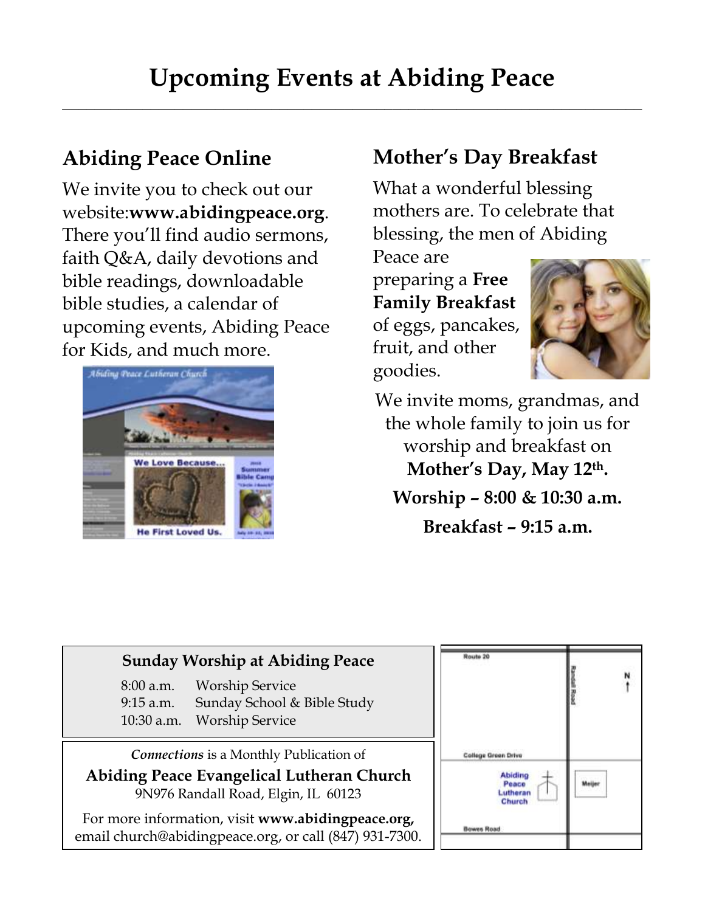# Upcoming Events at Abiding Peace

## Abiding Peace Online

We invite you to check out our website:**www.abidingpeace.org**. There you'll find audio sermons, faith Q&A, daily devotions and bible readings, downloadable bible studies, a calendar of upcoming events, Abiding Peace for Kids, and much more.

## Mother's Day Breakfast

What a wonderful blessing mothers are. To celebrate that blessing, the men of Abiding Peace are preparing a **Free Family Breakfast** of eggs, pancakes, fruit, and other goodies.

We invite moms, grandmas, and the whole family to join us for worship and breakfast on **Mother's Day, May 12th.**

**Worship – 8:00 & 10:30 a.m.**

**Breakfast – 9:15 a.m.**

**Sunday Worship at Abiding Peace**

| | |
|---|---|
| 8:00 a.m. | Worship Service |
| 9:15 a.m. | Sunday School & Bible Study |
| 10:30 a.m. | Worship Service |

*Connections* is a Monthly Publication of

**Abiding Peace Evangelical Lutheran Church**

9N976 Randall Road, Elgin, IL 60123

For more information, visit **www.abidingpeace.org,** email church@abidingpeace.org, or call (847) 931-7300.

Route 20

Randall Road

N

College Green Drive

Abiding Peace Lutheran Church

Meijer

Bowes Road